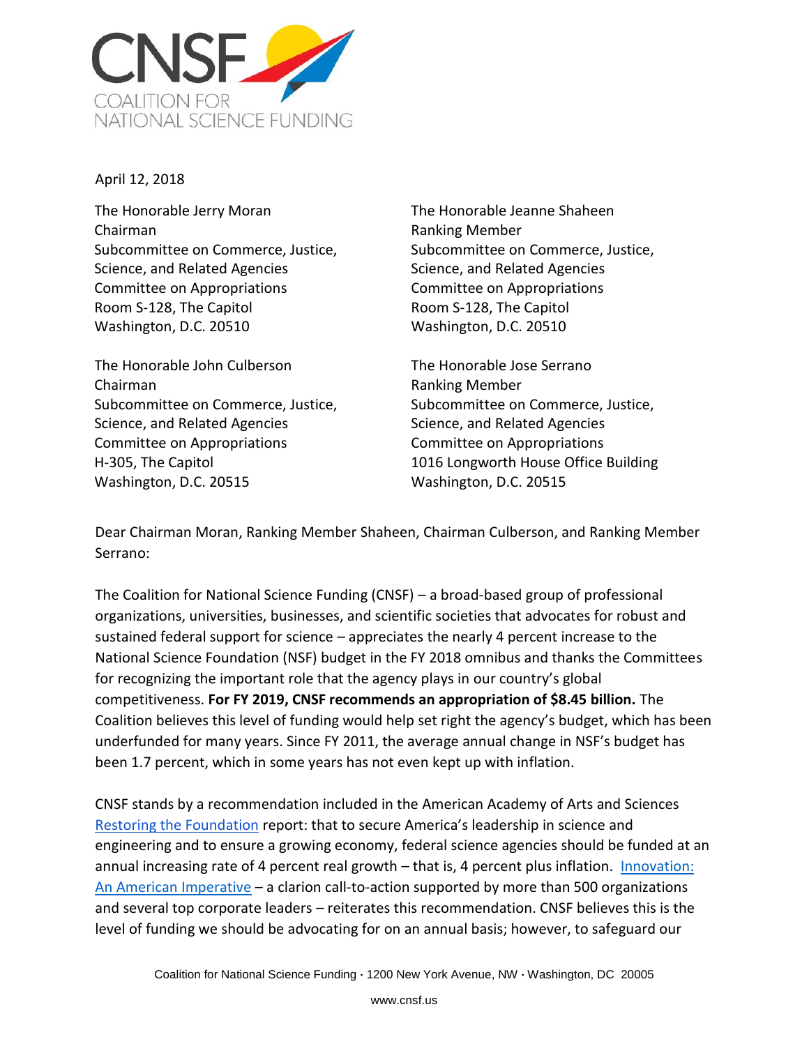CNSF
COALITION FOR
NATIONAL SCIENCE FUNDING

April 12, 2018

The Honorable Jerry Moran
Chairman
Subcommittee on Commerce, Justice, Science, and Related Agencies
Committee on Appropriations
Room S-128, The Capitol
Washington, D.C. 20510

The Honorable Jeanne Shaheen
Ranking Member
Subcommittee on Commerce, Justice, Science, and Related Agencies
Committee on Appropriations
Room S-128, The Capitol
Washington, D.C. 20510

The Honorable John Culberson
Chairman
Subcommittee on Commerce, Justice, Science, and Related Agencies
Committee on Appropriations
H-305, The Capitol
Washington, D.C. 20515

The Honorable Jose Serrano
Ranking Member
Subcommittee on Commerce, Justice, Science, and Related Agencies
Committee on Appropriations
1016 Longworth House Office Building
Washington, D.C. 20515

Dear Chairman Moran, Ranking Member Shaheen, Chairman Culberson, and Ranking Member Serrano:

The Coalition for National Science Funding (CNSF) – a broad-based group of professional organizations, universities, businesses, and scientific societies that advocates for robust and sustained federal support for science – appreciates the nearly 4 percent increase to the National Science Foundation (NSF) budget in the FY 2018 omnibus and thanks the Committees for recognizing the important role that the agency plays in our country's global competitiveness. **For FY 2019, CNSF recommends an appropriation of $8.45 billion.** The Coalition believes this level of funding would help set right the agency's budget, which has been underfunded for many years. Since FY 2011, the average annual change in NSF's budget has been 1.7 percent, which in some years has not even kept up with inflation.

CNSF stands by a recommendation included in the American Academy of Arts and Sciences [Restoring the Foundation] report: that to secure America's leadership in science and engineering and to ensure a growing economy, federal science agencies should be funded at an annual increasing rate of 4 percent real growth – that is, 4 percent plus inflation. [Innovation: An American Imperative] – a clarion call-to-action supported by more than 500 organizations and several top corporate leaders – reiterates this recommendation. CNSF believes this is the level of funding we should be advocating for on an annual basis; however, to safeguard our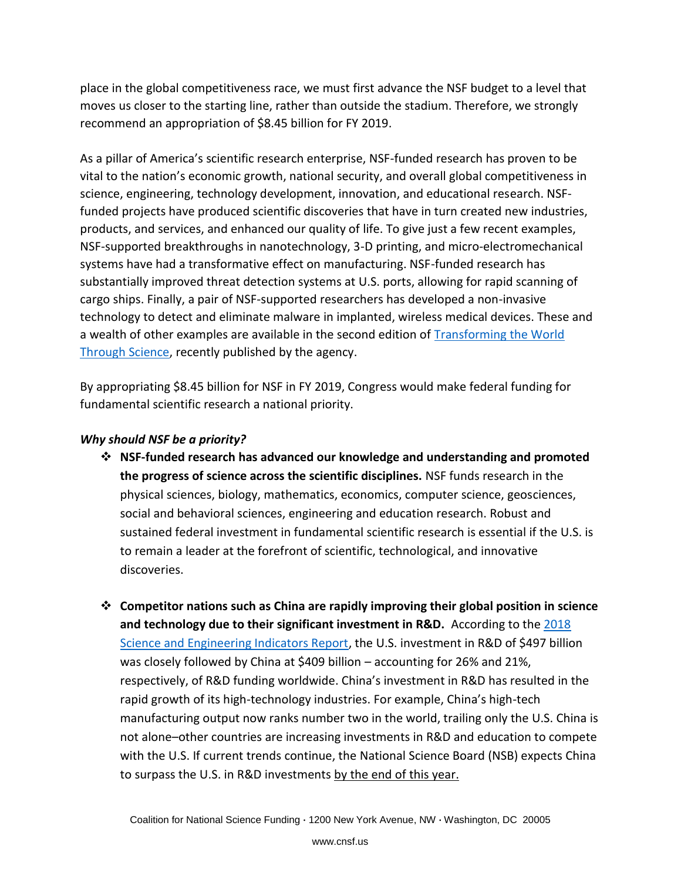place in the global competitiveness race, we must first advance the NSF budget to a level that moves us closer to the starting line, rather than outside the stadium. Therefore, we strongly recommend an appropriation of $8.45 billion for FY 2019.

As a pillar of America's scientific research enterprise, NSF-funded research has proven to be vital to the nation's economic growth, national security, and overall global competitiveness in science, engineering, technology development, innovation, and educational research. NSF-funded projects have produced scientific discoveries that have in turn created new industries, products, and services, and enhanced our quality of life. To give just a few recent examples, NSF-supported breakthroughs in nanotechnology, 3-D printing, and micro-electromechanical systems have had a transformative effect on manufacturing. NSF-funded research has substantially improved threat detection systems at U.S. ports, allowing for rapid scanning of cargo ships. Finally, a pair of NSF-supported researchers has developed a non-invasive technology to detect and eliminate malware in implanted, wireless medical devices. These and a wealth of other examples are available in the second edition of Transforming the World Through Science, recently published by the agency.

By appropriating $8.45 billion for NSF in FY 2019, Congress would make federal funding for fundamental scientific research a national priority.

***Why should NSF be a priority?***

- **NSF-funded research has advanced our knowledge and understanding and promoted the progress of science across the scientific disciplines.** NSF funds research in the physical sciences, biology, mathematics, economics, computer science, geosciences, social and behavioral sciences, engineering and education research. Robust and sustained federal investment in fundamental scientific research is essential if the U.S. is to remain a leader at the forefront of scientific, technological, and innovative discoveries.

- **Competitor nations such as China are rapidly improving their global position in science and technology due to their significant investment in R&D.** According to the 2018 Science and Engineering Indicators Report, the U.S. investment in R&D of $497 billion was closely followed by China at $409 billion – accounting for 26% and 21%, respectively, of R&D funding worldwide. China's investment in R&D has resulted in the rapid growth of its high-technology industries. For example, China's high-tech manufacturing output now ranks number two in the world, trailing only the U.S. China is not alone–other countries are increasing investments in R&D and education to compete with the U.S. If current trends continue, the National Science Board (NSB) expects China to surpass the U.S. in R&D investments by the end of this year.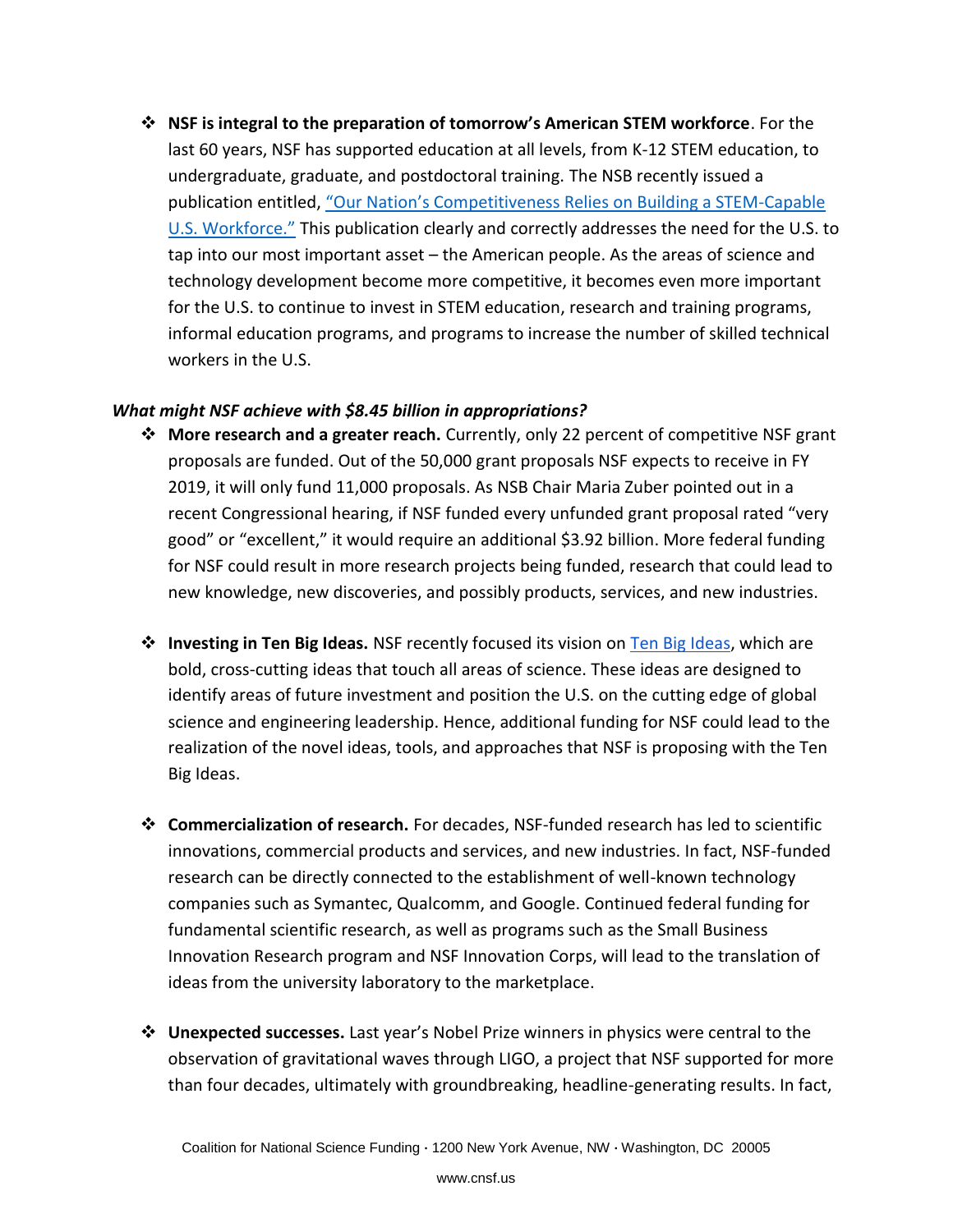- **NSF is integral to the preparation of tomorrow's American STEM workforce**. For the last 60 years, NSF has supported education at all levels, from K-12 STEM education, to undergraduate, graduate, and postdoctoral training. The NSB recently issued a publication entitled, "Our Nation's Competitiveness Relies on Building a STEM-Capable U.S. Workforce." This publication clearly and correctly addresses the need for the U.S. to tap into our most important asset – the American people. As the areas of science and technology development become more competitive, it becomes even more important for the U.S. to continue to invest in STEM education, research and training programs, informal education programs, and programs to increase the number of skilled technical workers in the U.S.

***What might NSF achieve with $8.45 billion in appropriations?***

- **More research and a greater reach.** Currently, only 22 percent of competitive NSF grant proposals are funded. Out of the 50,000 grant proposals NSF expects to receive in FY 2019, it will only fund 11,000 proposals. As NSB Chair Maria Zuber pointed out in a recent Congressional hearing, if NSF funded every unfunded grant proposal rated "very good" or "excellent," it would require an additional $3.92 billion. More federal funding for NSF could result in more research projects being funded, research that could lead to new knowledge, new discoveries, and possibly products, services, and new industries.

- **Investing in Ten Big Ideas.** NSF recently focused its vision on Ten Big Ideas, which are bold, cross-cutting ideas that touch all areas of science. These ideas are designed to identify areas of future investment and position the U.S. on the cutting edge of global science and engineering leadership. Hence, additional funding for NSF could lead to the realization of the novel ideas, tools, and approaches that NSF is proposing with the Ten Big Ideas.

- **Commercialization of research.** For decades, NSF-funded research has led to scientific innovations, commercial products and services, and new industries. In fact, NSF-funded research can be directly connected to the establishment of well-known technology companies such as Symantec, Qualcomm, and Google. Continued federal funding for fundamental scientific research, as well as programs such as the Small Business Innovation Research program and NSF Innovation Corps, will lead to the translation of ideas from the university laboratory to the marketplace.

- **Unexpected successes.** Last year's Nobel Prize winners in physics were central to the observation of gravitational waves through LIGO, a project that NSF supported for more than four decades, ultimately with groundbreaking, headline-generating results. In fact,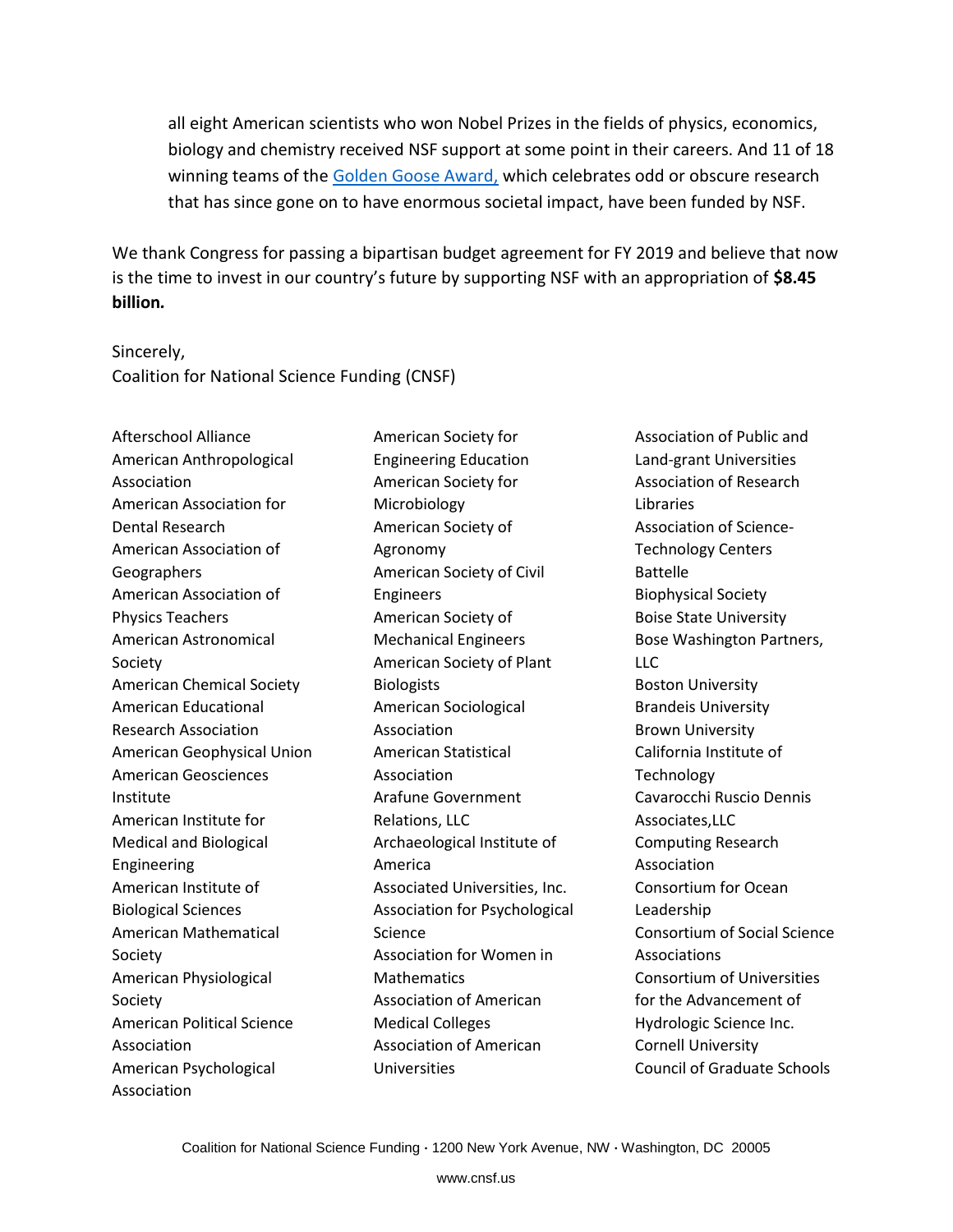all eight American scientists who won Nobel Prizes in the fields of physics, economics, biology and chemistry received NSF support at some point in their careers. And 11 of 18 winning teams of the [Golden Goose Award,](#) which celebrates odd or obscure research that has since gone on to have enormous societal impact, have been funded by NSF.

We thank Congress for passing a bipartisan budget agreement for FY 2019 and believe that now is the time to invest in our country's future by supporting NSF with an appropriation of **$8.45 billion.**

Sincerely,
Coalition for National Science Funding (CNSF)

Afterschool Alliance
American Anthropological Association
American Association for Dental Research
American Association of Geographers
American Association of Physics Teachers
American Astronomical Society
American Chemical Society
American Educational Research Association
American Geophysical Union
American Geosciences Institute
American Institute for Medical and Biological Engineering
American Institute of Biological Sciences
American Mathematical Society
American Physiological Society
American Political Science Association
American Psychological Association
American Society for Engineering Education
American Society for Microbiology
American Society of Agronomy
American Society of Civil Engineers
American Society of Mechanical Engineers
American Society of Plant Biologists
American Sociological Association
American Statistical Association
Arafune Government Relations, LLC
Archaeological Institute of America
Associated Universities, Inc.
Association for Psychological Science
Association for Women in Mathematics
Association of American Medical Colleges
Association of American Universities
Association of Public and Land-grant Universities
Association of Research Libraries
Association of Science-Technology Centers
Battelle
Biophysical Society
Boise State University
Bose Washington Partners, LLC
Boston University
Brandeis University
Brown University
California Institute of Technology
Cavarocchi Ruscio Dennis Associates,LLC
Computing Research Association
Consortium for Ocean Leadership
Consortium of Social Science Associations
Consortium of Universities for the Advancement of Hydrologic Science Inc.
Cornell University
Council of Graduate Schools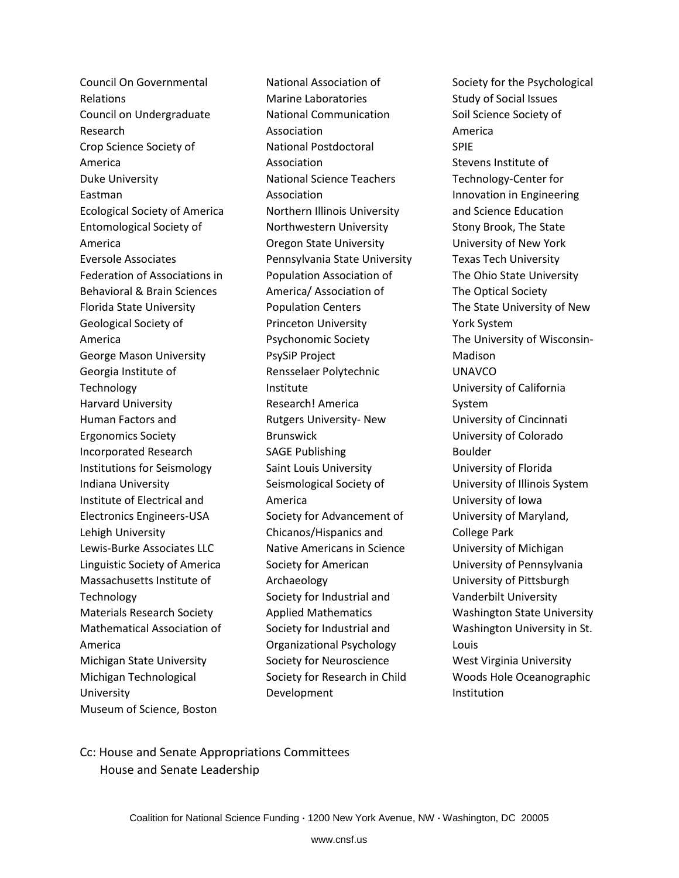Council On Governmental Relations
Council on Undergraduate Research
Crop Science Society of America
Duke University
Eastman
Ecological Society of America
Entomological Society of America
Eversole Associates
Federation of Associations in Behavioral & Brain Sciences
Florida State University
Geological Society of America
George Mason University
Georgia Institute of Technology
Harvard University
Human Factors and Ergonomics Society
Incorporated Research Institutions for Seismology
Indiana University
Institute of Electrical and Electronics Engineers-USA
Lehigh University
Lewis-Burke Associates LLC
Linguistic Society of America
Massachusetts Institute of Technology
Materials Research Society
Mathematical Association of America
Michigan State University
Michigan Technological University
Museum of Science, Boston
National Association of Marine Laboratories
National Communication Association
National Postdoctoral Association
National Science Teachers Association
Northern Illinois University
Northwestern University
Oregon State University
Pennsylvania State University
Population Association of America/ Association of Population Centers
Princeton University
Psychonomic Society
PsySiP Project
Rensselaer Polytechnic Institute
Research! America
Rutgers University- New Brunswick
SAGE Publishing
Saint Louis University
Seismological Society of America
Society for Advancement of Chicanos/Hispanics and Native Americans in Science
Society for American Archaeology
Society for Industrial and Applied Mathematics
Society for Industrial and Organizational Psychology
Society for Neuroscience
Society for Research in Child Development
Society for the Psychological Study of Social Issues
Soil Science Society of America
SPIE
Stevens Institute of Technology-Center for Innovation in Engineering and Science Education
Stony Brook, The State University of New York
Texas Tech University
The Ohio State University
The Optical Society
The State University of New York System
The University of Wisconsin-Madison
UNAVCO
University of California System
University of Cincinnati
University of Colorado Boulder
University of Florida
University of Illinois System
University of Iowa
University of Maryland, College Park
University of Michigan
University of Pennsylvania
University of Pittsburgh
Vanderbilt University
Washington State University
Washington University in St. Louis
West Virginia University
Woods Hole Oceanographic Institution

Cc: House and Senate Appropriations Committees
House and Senate Leadership

Coalition for National Science Funding · 1200 New York Avenue, NW · Washington, DC 20005

www.cnsf.us